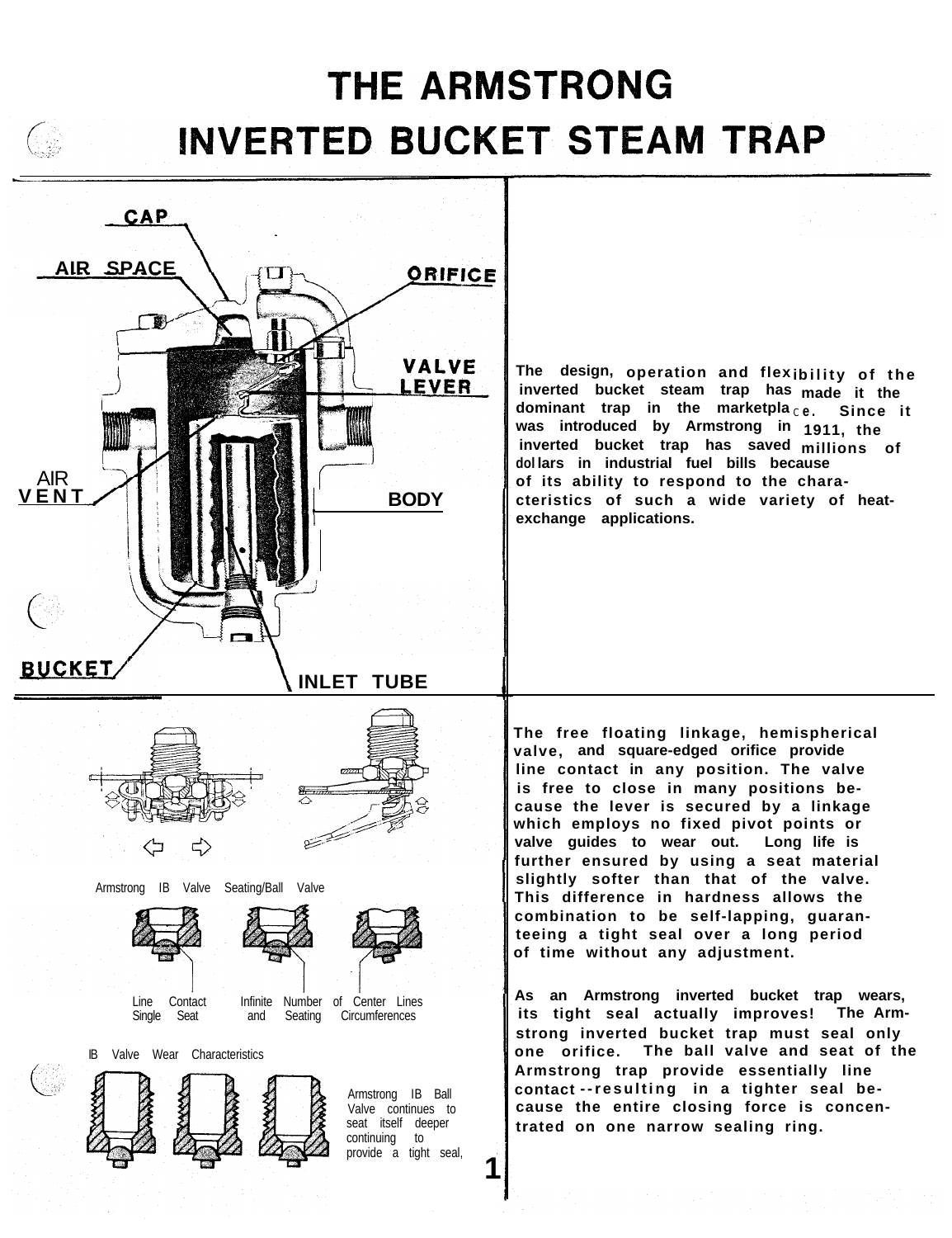# THE ARMSTRONG INVERTED BUCKET STEAM TRAP

CAP

AIR SPACE

ORIFICE

VALVE LEVER

AIR VENT

BODY

BUCKET

INLET TUBE

The design, operation and flexibility of the inverted bucket steam trap has made it the dominant trap in the marketplace. Since it was introduced by Armstrong in 1911, the inverted bucket trap has saved millions of dollars in industrial fuel bills because of its ability to respond to the characteristics of such a wide variety of heat-exchange applications.

Armstrong IB Valve Seating/Ball Valve

Line Contact Single Seat

Infinite Number of Center Lines and Seating Circumferences

IB Valve Wear Characteristics

Armstrong IB Ball Valve continues to seat itself deeper continuing to provide a tight seal,

The free floating linkage, hemispherical valve, and square-edged orifice provide line contact in any position. The valve is free to close in many positions because the lever is secured by a linkage which employs no fixed pivot points or valve guides to wear out. Long life is further ensured by using a seat material slightly softer than that of the valve. This difference in hardness allows the combination to be self-lapping, guaranteeing a tight seal over a long period of time without any adjustment.

As an Armstrong inverted bucket trap wears, its tight seal actually improves! The Armstrong inverted bucket trap must seal only one orifice. The ball valve and seat of the Armstrong trap provide essentially line contact--resulting in a tighter seal because the entire closing force is concentrated on one narrow sealing ring.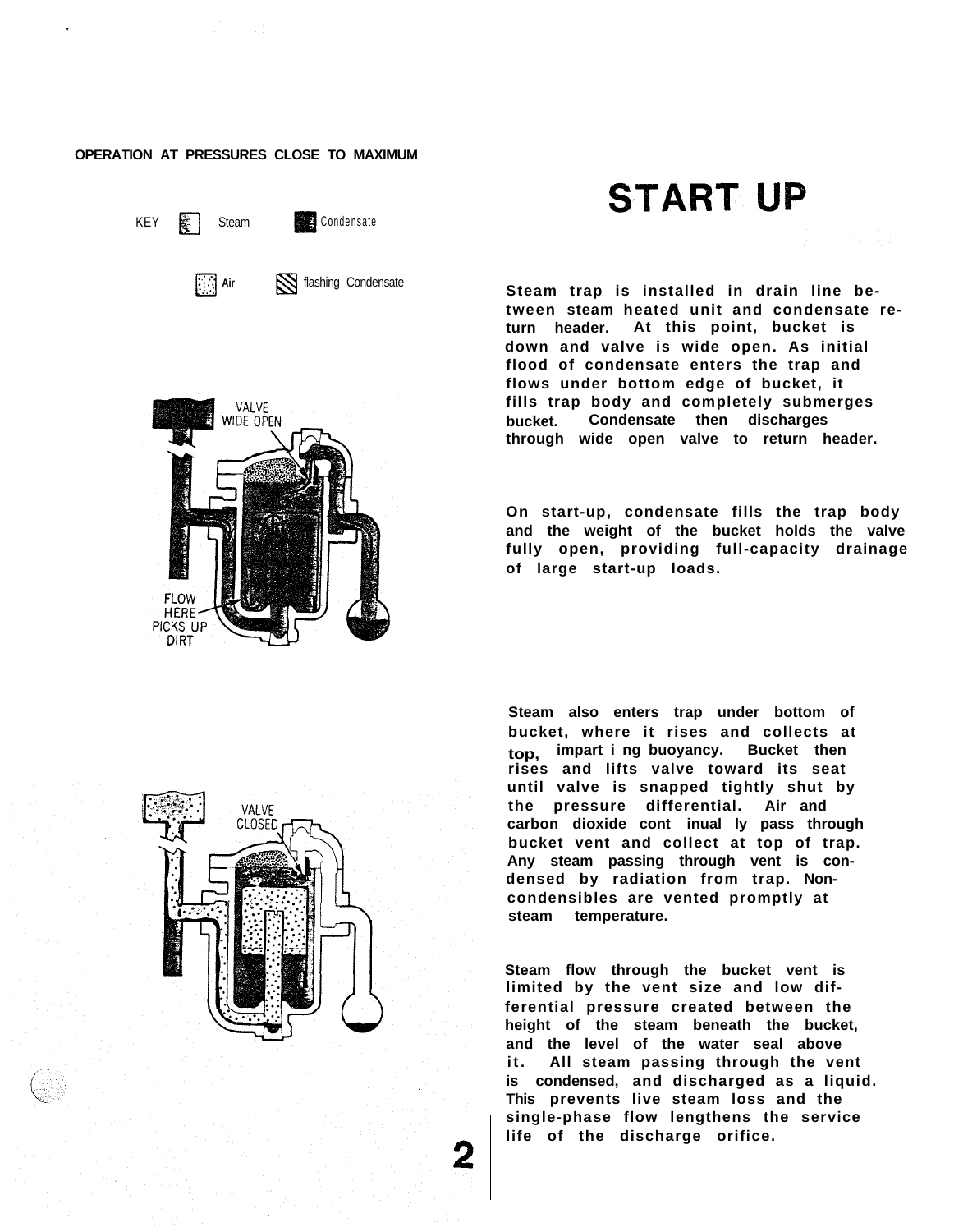**OPERATION AT PRESSURES CLOSE TO MAXIMUM**

KEY Steam Condensate

Air flashing Condensate

VALVE WIDE OPEN

FLOW HERE PICKS UP DIRT

VALVE CLOSED

# START UP

**Steam trap is installed in drain line between steam heated unit and condensate return header. At this point, bucket is down and valve is wide open. As initial flood of condensate enters the trap and flows under bottom edge of bucket, it fills trap body and completely submerges bucket. Condensate then discharges through wide open valve to return header.**

**On start-up, condensate fills the trap body and the weight of the bucket holds the valve fully open, providing full-capacity drainage of large start-up loads.**

**Steam also enters trap under bottom of bucket, where it rises and collects at top, imparting buoyancy. Bucket then rises and lifts valve toward its seat until valve is snapped tightly shut by the pressure differential. Air and carbon dioxide continually pass through bucket vent and collect at top of trap. Any steam passing through vent is condensed by radiation from trap. Non-condensibles are vented promptly at steam temperature.**

**Steam flow through the bucket vent is limited by the vent size and low differential pressure created between the height of the steam beneath the bucket, and the level of the water seal above it. All steam passing through the vent is condensed, and discharged as a liquid. This prevents live steam loss and the single-phase flow lengthens the service life of the discharge orifice.**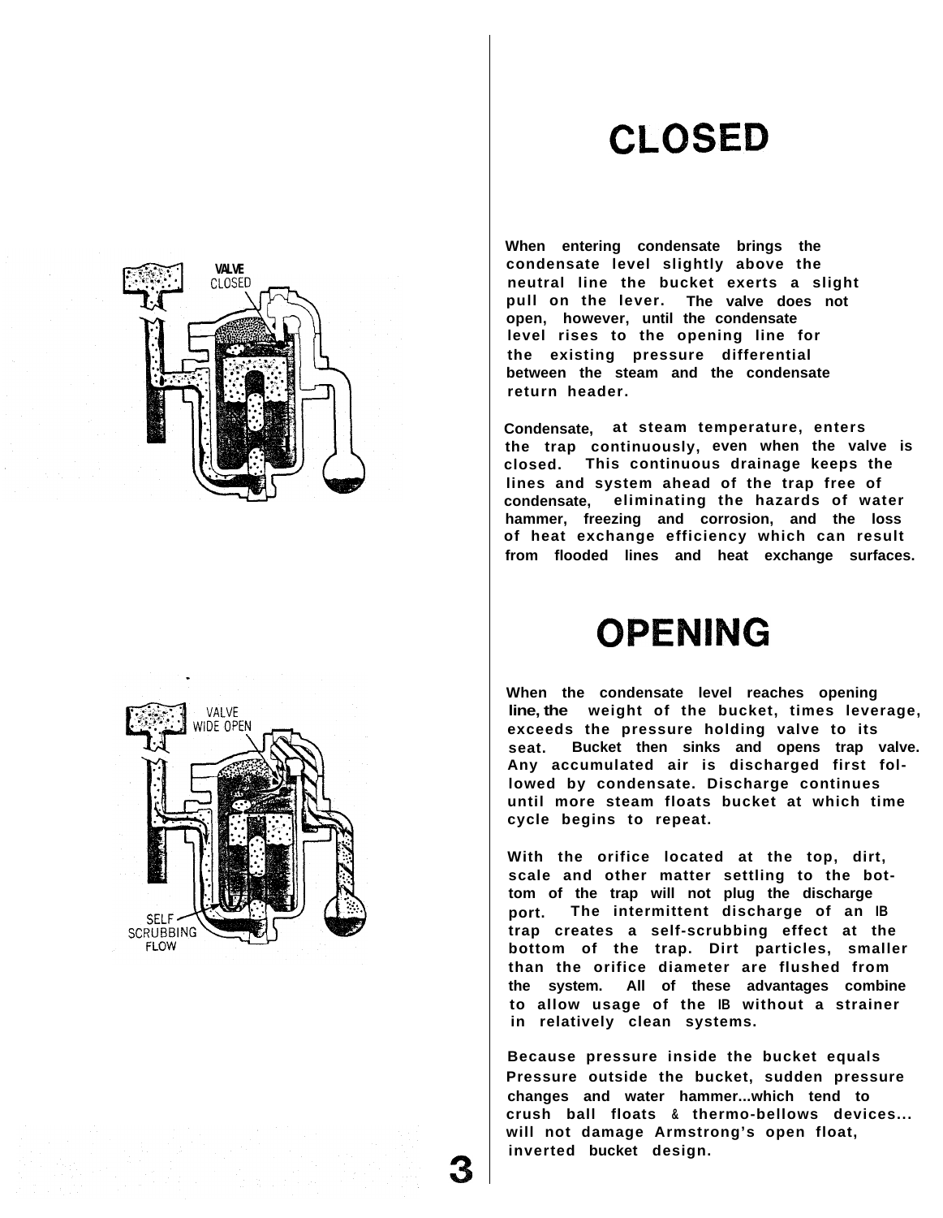## CLOSED

VALVE CLOSED

When entering condensate brings the condensate level slightly above the neutral line the bucket exerts a slight pull on the lever. The valve does not open, however, until the condensate level rises to the opening line for the existing pressure differential between the steam and the condensate return header.

Condensate, at steam temperature, enters the trap continuously, even when the valve is closed. This continuous drainage keeps the lines and system ahead of the trap free of condensate, eliminating the hazards of water hammer, freezing and corrosion, and the loss of heat exchange efficiency which can result from flooded lines and heat exchange surfaces.

## OPENING

VALVE WIDE OPEN

SELF SCRUBBING FLOW

When the condensate level reaches opening line, the weight of the bucket, times leverage, exceeds the pressure holding valve to its seat. Bucket then sinks and opens trap valve. Any accumulated air is discharged first followed by condensate. Discharge continues until more steam floats bucket at which time cycle begins to repeat.

With the orifice located at the top, dirt, scale and other matter settling to the bottom of the trap will not plug the discharge port. The intermittent discharge of an IB trap creates a self-scrubbing effect at the bottom of the trap. Dirt particles, smaller than the orifice diameter are flushed from the system. All of these advantages combine to allow usage of the IB without a strainer in relatively clean systems.

Because pressure inside the bucket equals Pressure outside the bucket, sudden pressure changes and water hammer...which tend to crush ball floats & thermo-bellows devices... will not damage Armstrong's open float, inverted bucket design.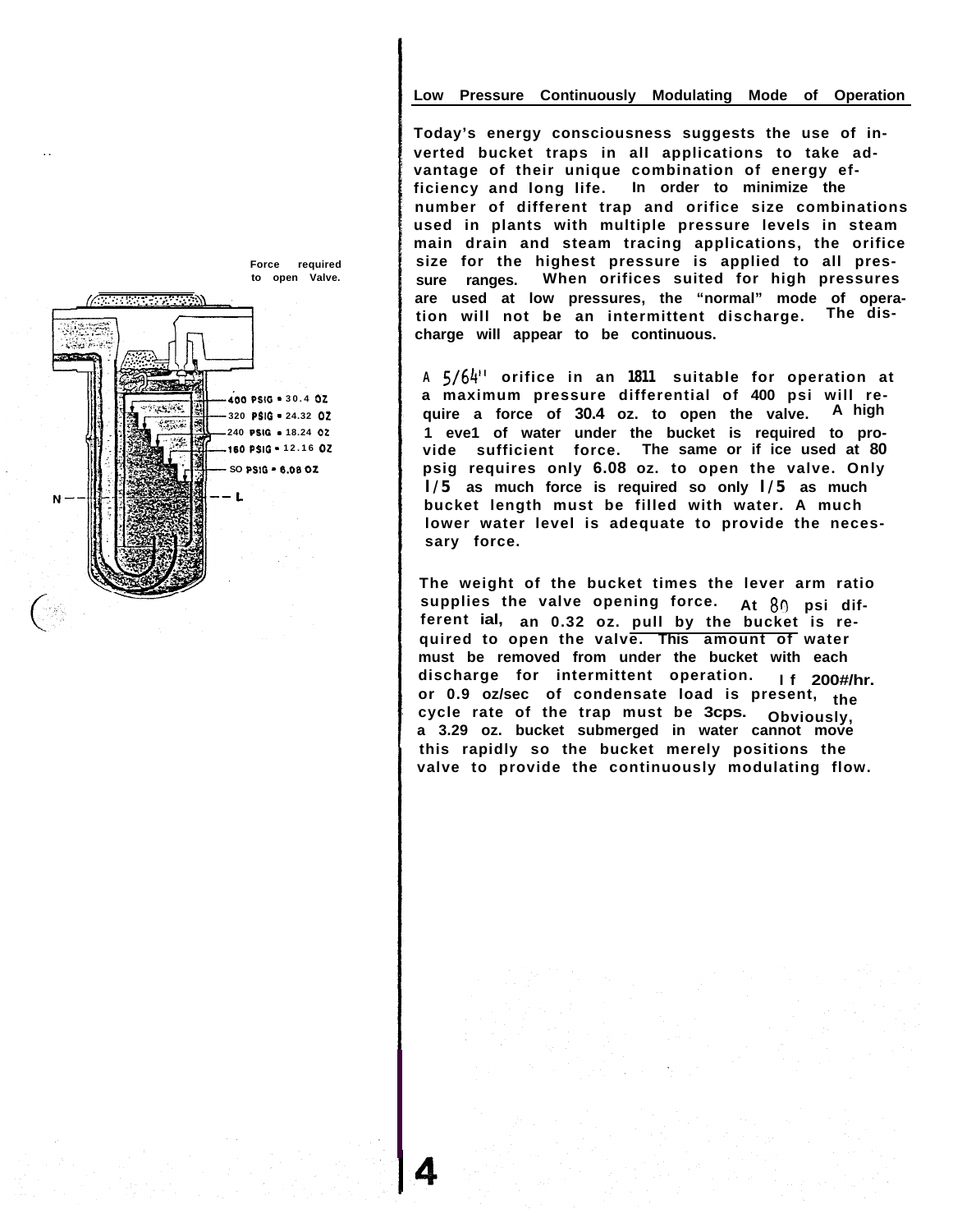Force required to open Valve.

400 PSIG = 30.4 OZ

320 PSIG = 24.32 OZ

240 PSIG = 18.24 OZ

160 PSIG = 12.16 OZ

80 PSIG = 6.08 OZ

N — — — L

## Low Pressure Continuously Modulating Mode of Operation

Today's energy consciousness suggests the use of inverted bucket traps in all applications to take advantage of their unique combination of energy efficiency and long life. In order to minimize the number of different trap and orifice size combinations used in plants with multiple pressure levels in steam main drain and steam tracing applications, the orifice size for the highest pressure is applied to all pressure ranges. When orifices suited for high pressures are used at low pressures, the "normal" mode of operation will not be an intermittent discharge. The discharge will appear to be continuous.

A 5/64" orifice in an 1811 suitable for operation at a maximum pressure differential of 400 psi will require a force of 30.4 oz. to open the valve. A high level of water under the bucket is required to provide sufficient force. The same orifice used at 80 psig requires only 6.08 oz. to open the valve. Only 1/5 as much force is required so only 1/5 as much bucket length must be filled with water. A much lower water level is adequate to provide the necessary force.

The weight of the bucket times the lever arm ratio supplies the valve opening force. At 80 psi differential, an 0.32 oz. pull by the bucket is required to open the valve. This amount of water must be removed from under the bucket with each discharge for intermittent operation. If 200#/hr. or 0.9 oz/sec of condensate load is present, the cycle rate of the trap must be 3cps. Obviously, a 3.29 oz. bucket submerged in water cannot move this rapidly so the bucket merely positions the valve to provide the continuously modulating flow.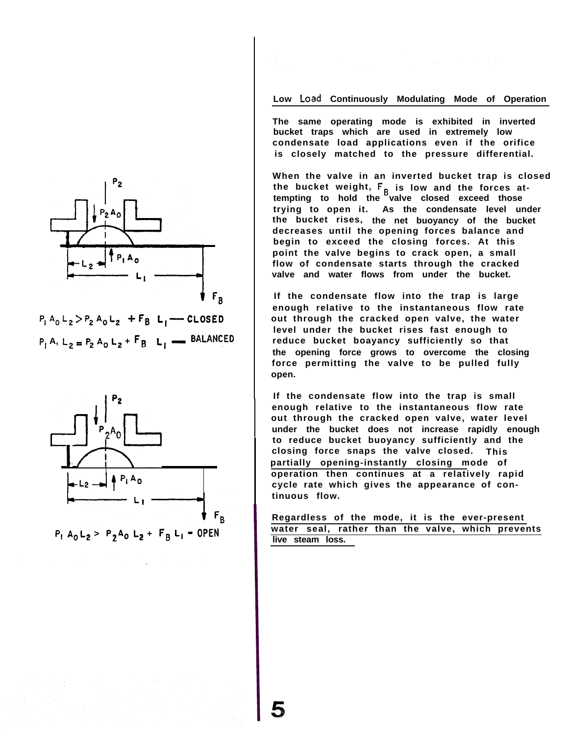## Low Load Continuously Modulating Mode of Operation

The same operating mode is exhibited in inverted bucket traps which are used in extremely low condensate load applications even if the orifice is closely matched to the pressure differential.

When the valve in an inverted bucket trap is closed the bucket weight, $F_B$ is low and the forces attempting to hold the valve closed exceed those trying to open it. As the condensate level under the bucket rises, the net buoyancy of the bucket decreases until the opening forces balance and begin to exceed the closing forces. At this point the valve begins to crack open, a small flow of condensate starts through the cracked valve and water flows from under the bucket.

If the condensate flow into the trap is large enough relative to the instantaneous flow rate out through the cracked open valve, the water level under the bucket rises fast enough to reduce bucket boayancy sufficiently so that the opening force grows to overcome the closing force permitting the valve to be pulled fully open.

If the condensate flow into the trap is small enough relative to the instantaneous flow rate out through the cracked open valve, water level under the bucket does not increase rapidly enough to reduce bucket buoyancy sufficiently and the closing force snaps the valve closed. This partially opening-instantly closing mode of operation then continues at a relatively rapid cycle rate which gives the appearance of continuous flow.

Regardless of the mode, it is the ever-present water seal, rather than the valve, which prevents live steam loss.

$P_1 A_0 L_2 > P_2 A_0 L_2 + F_B L_1$ — CLOSED

$P_1 A_0 L_2 = P_2 A_0 L_2 + F_B L_1$ — BALANCED

$P_1 A_0 L_2 > P_2 A_0 L_2 + F_B L_1$ - OPEN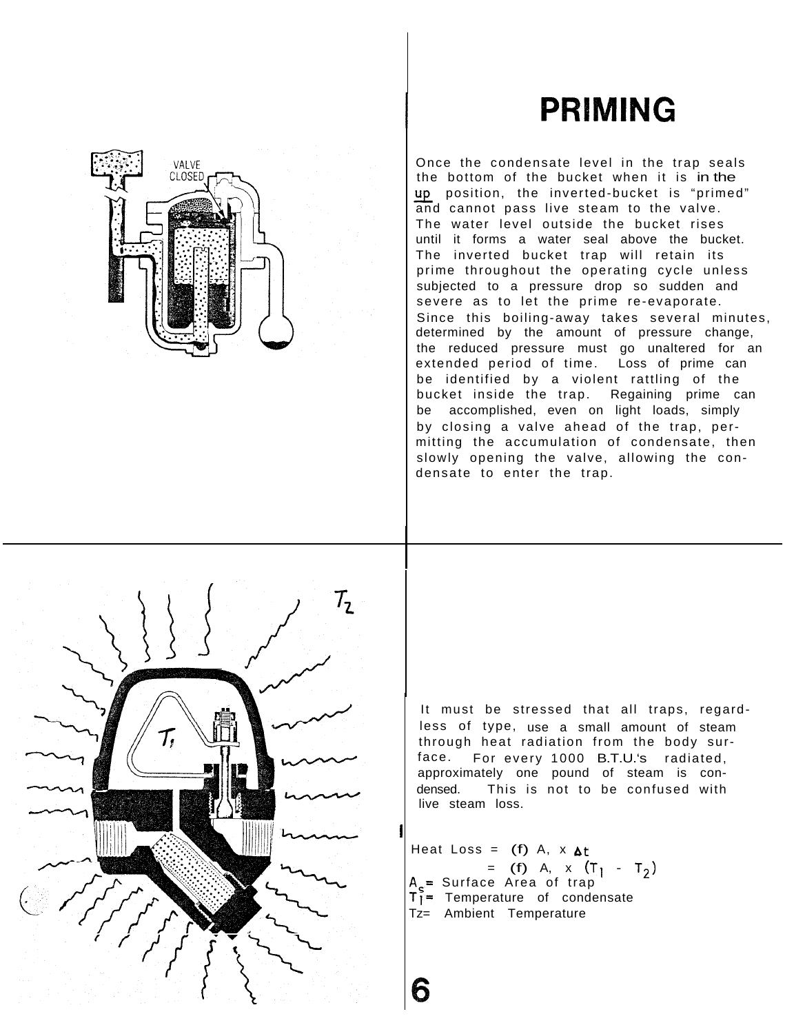# PRIMING

Once the condensate level in the trap seals the bottom of the bucket when it is in the up position, the inverted-bucket is "primed" and cannot pass live steam to the valve. The water level outside the bucket rises until it forms a water seal above the bucket. The inverted bucket trap will retain its prime throughout the operating cycle unless subjected to a pressure drop so sudden and severe as to let the prime re-evaporate. Since this boiling-away takes several minutes, determined by the amount of pressure change, the reduced pressure must go unaltered for an extended period of time. Loss of prime can be identified by a violent rattling of the bucket inside the trap. Regaining prime can be accomplished, even on light loads, simply by closing a valve ahead of the trap, permitting the accumulation of condensate, then slowly opening the valve, allowing the condensate to enter the trap.

It must be stressed that all traps, regardless of type, use a small amount of steam through heat radiation from the body surface. For every 1000 B.T.U.'s radiated, approximately one pound of steam is condensed. This is not to be confused with live steam loss.

$$\text{Heat Loss} = (f)\ A_s \times \Delta t$$
$$= (f)\ A_s \times (T_1 - T_2)$$

$A_s$ = Surface Area of trap
$T_1$ = Temperature of condensate
$T_2$ = Ambient Temperature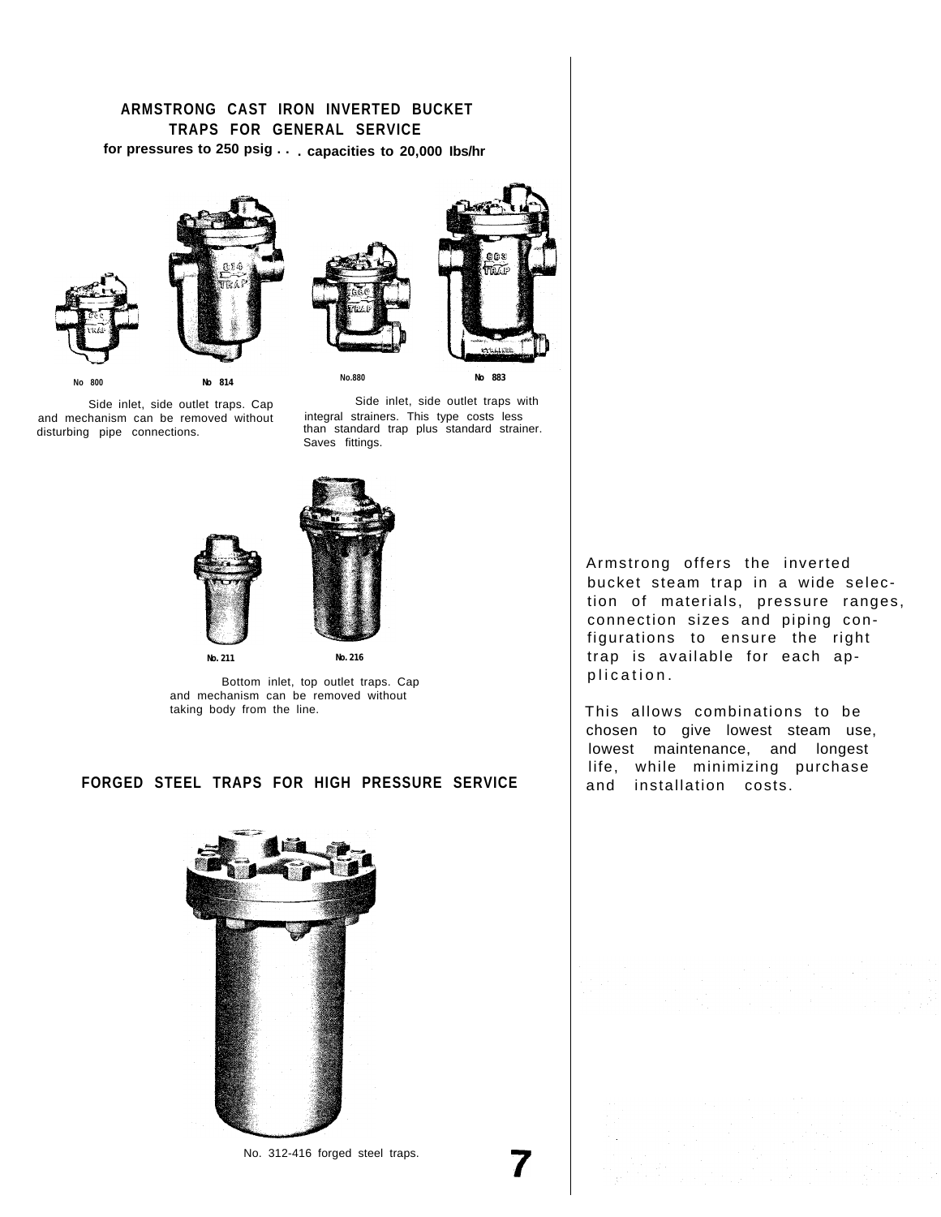## ARMSTRONG CAST IRON INVERTED BUCKET TRAPS FOR GENERAL SERVICE

**for pressures to 250 psig . . . capacities to 20,000 lbs/hr**

No 800 No 814

Side inlet, side outlet traps. Cap and mechanism can be removed without disturbing pipe connections.

No.880 No 883

Side inlet, side outlet traps with integral strainers. This type costs less than standard trap plus standard strainer. Saves fittings.

No. 211 No. 216

Bottom inlet, top outlet traps. Cap and mechanism can be removed without taking body from the line.

## FORGED STEEL TRAPS FOR HIGH PRESSURE SERVICE

No. 312-416 forged steel traps.

Armstrong offers the inverted bucket steam trap in a wide selection of materials, pressure ranges, connection sizes and piping configurations to ensure the right trap is available for each application.

This allows combinations to be chosen to give lowest steam use, lowest maintenance, and longest life, while minimizing purchase and installation costs.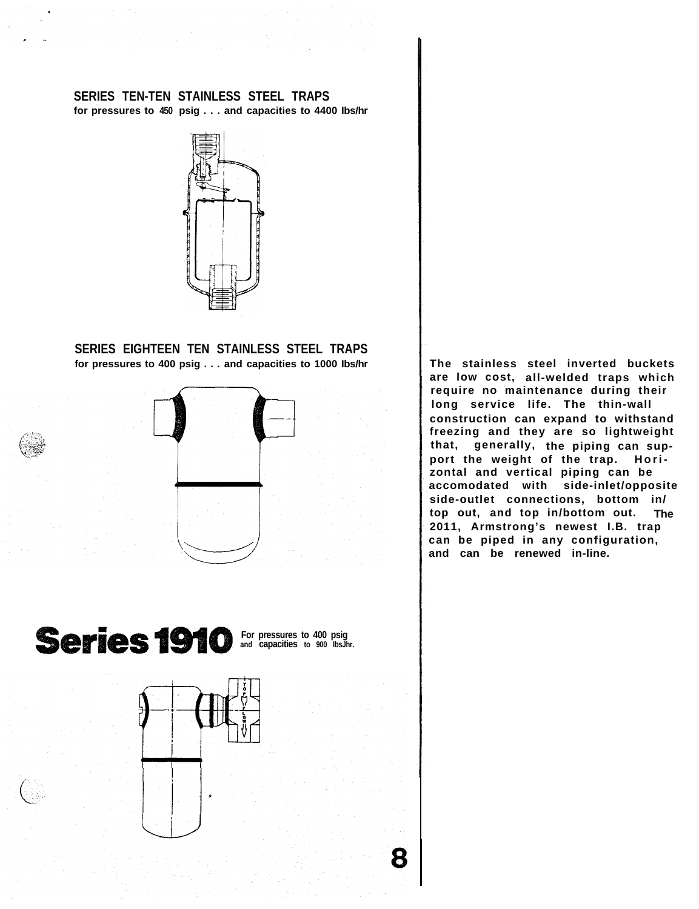## SERIES TEN-TEN STAINLESS STEEL TRAPS

**for pressures to 450 psig . . . and capacities to 4400 lbs/hr**

## SERIES EIGHTEEN TEN STAINLESS STEEL TRAPS

**for pressures to 400 psig . . . and capacities to 1000 lbs/hr**

## Series 1910

**For pressures to 400 psig and capacities to 900 lbsJhr.**

**The stainless steel inverted buckets are low cost, all-welded traps which require no maintenance during their long service life. The thin-wall construction can expand to withstand freezing and they are so lightweight that, generally, the piping can support the weight of the trap. Horizontal and vertical piping can be accomodated with side-inlet/opposite side-outlet connections, bottom in/top out, and top in/bottom out. The 2011, Armstrong's newest I.B. trap can be piped in any configuration, and can be renewed in-line.**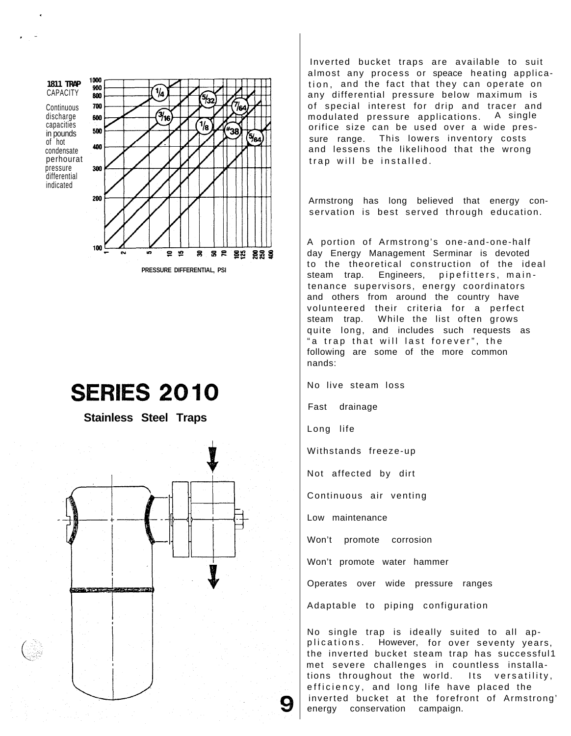1811 TRAP CAPACITY

Continuous discharge capacities in pounds of hot condensate perhourat pressure differential indicated

1000
900
800
700
600
500
400
300
200
100

1/4
5/32
7/64
3/16
1/8
#38
5/64

1 2 5 10 15 30 50 70 100 125 200 250 400

PRESSURE DIFFERENTIAL, PSI

# SERIES 2010

**Stainless Steel Traps**

Inverted bucket traps are available to suit almost any process or speace heating application, and the fact that they can operate on any differential pressure below maximum is of special interest for drip and tracer and modulated pressure applications. A single orifice size can be used over a wide pressure range. This lowers inventory costs and lessens the likelihood that the wrong trap will be installed.

Armstrong has long believed that energy conservation is best served through education.

A portion of Armstrong's one-and-one-half day Energy Management Serminar is devoted to the theoretical construction of the ideal steam trap. Engineers, pipefitters, maintenance supervisors, energy coordinators and others from around the country have volunteered their criteria for a perfect steam trap. While the list often grows quite long, and includes such requests as "a trap that will last forever", the following are some of the more common nands:

No live steam loss

Fast drainage

Long life

Withstands freeze-up

Not affected by dirt

Continuous air venting

Low maintenance

Won't promote corrosion

Won't promote water hammer

Operates over wide pressure ranges

Adaptable to piping configuration

No single trap is ideally suited to all applications. However, for over seventy years, the inverted bucket steam trap has successful1 met severe challenges in countless installations throughout the world. Its versatility, efficiency, and long life have placed the inverted bucket at the forefront of Armstrong' energy conservation campaign.